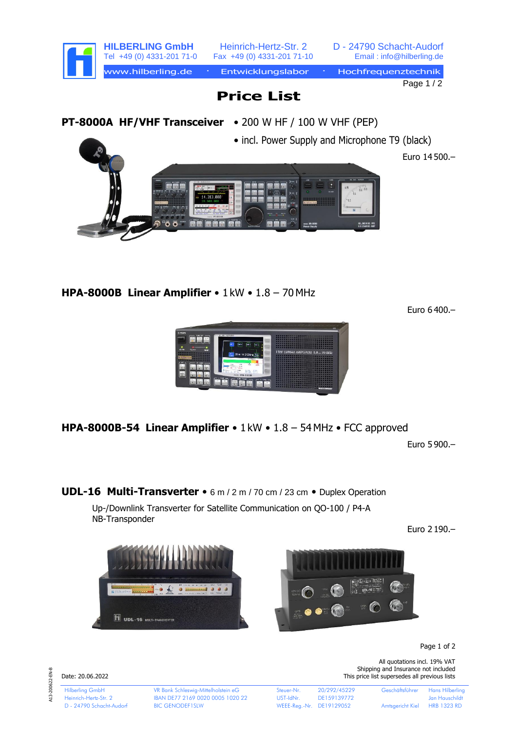**HILBERLING GmbH** Heinrich-Hertz-Str. 2 D - 24790 Schacht-Audorf
Tel +49 (0) 4331-201 71-0 Fax +49 (0) 4331-201 71-10 Email : info@hilberling.de
www.hilberling.de · Entwicklungslabor · Hochfrequenztechnik

# Price List

## PT-8000A HF/VHF Transceiver

- 200 W HF / 100 W VHF (PEP)
- incl. Power Supply and Microphone T9 (black)

Euro 14 500.–

## HPA-8000B Linear Amplifier • 1 kW • 1.8 – 70 MHz

Euro 6 400.–

## HPA-8000B-54 Linear Amplifier • 1 kW • 1.8 – 54 MHz • FCC approved

Euro 5 900.–

## UDL-16 Multi-Transverter • 6 m / 2 m / 70 cm / 23 cm • Duplex Operation

Up-/Downlink Transverter for Satellite Communication on QO-100 / P4-A NB-Transponder

Euro 2 190.–

Date: 20.06.2022

All quotations incl. 19% VAT
Shipping and Insurance not included
This price list supersedes all previous lists

A13-200622-EN-8

| | | | | | |
|---|---|---|---|---|---|
| Hilberling GmbH | VR Bank Schleswig-Mittelholstein eG | Steuer-Nr. | 20/292/45229 | Geschäftsführer | Hans Hilberling |
| Heinrich-Hertz-Str. 2 | IBAN DE77 2169 0020 0005 1020 22 | UST-IdNr. | DE159139772 | | Jan Hauschildt |
| D - 24790 Schacht-Audorf | BIC GENODEF1SLW | WEEE-Reg.-Nr. | DE19129052 | Amtsgericht Kiel | HRB 1323 RD |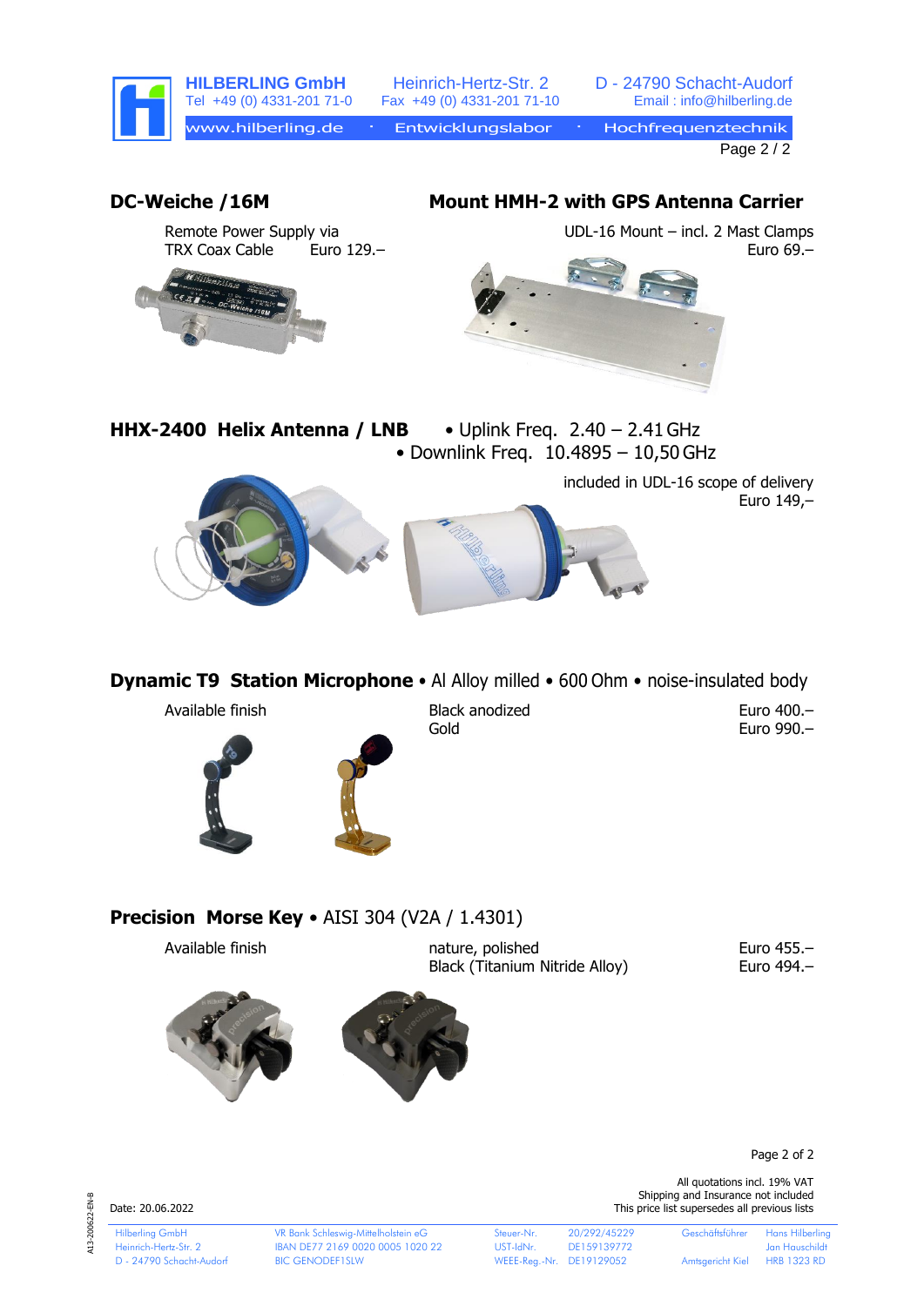## DC-Weiche /16M

Remote Power Supply via
TRX Coax Cable Euro 129.–

## Mount HMH-2 with GPS Antenna Carrier

UDL-16 Mount – incl. 2 Mast Clamps
Euro 69.–

## HHX-2400 Helix Antenna / LNB

- Uplink Freq. 2.40 – 2.41 GHz
- Downlink Freq. 10.4895 – 10,50 GHz

included in UDL-16 scope of delivery
Euro 149,–

## Dynamic T9 Station Microphone • Al Alloy milled • 600 Ohm • noise-insulated body

| Available finish | | |
|---|---|---|
| | Black anodized | Euro 400.– |
| | Gold | Euro 990.– |

## Precision Morse Key • AISI 304 (V2A / 1.4301)

| Available finish | | |
|---|---|---|
| | nature, polished | Euro 455.– |
| | Black (Titanium Nitride Alloy) | Euro 494.– |

Date: 20.06.2022

All quotations incl. 19% VAT
Shipping and Insurance not included
This price list supersedes all previous lists

A13-200622-EN-8

| | | | | | |
|---|---|---|---|---|---|
| Hilberling GmbH | VR Bank Schleswig-Mittelholstein eG | Steuer-Nr. 20/292/45229 | | Geschäftsführer | Hans Hilberling |
| Heinrich-Hertz-Str. 2 | IBAN DE77 2169 0020 0005 1020 22 | UST-IdNr. | DE159139772 | | Jan Hauschildt |
| D - 24790 Schacht-Audorf | BIC GENODEF1SLW | WEEE-Reg.-Nr. | DE19129052 | Amtsgericht Kiel | HRB 1323 RD |